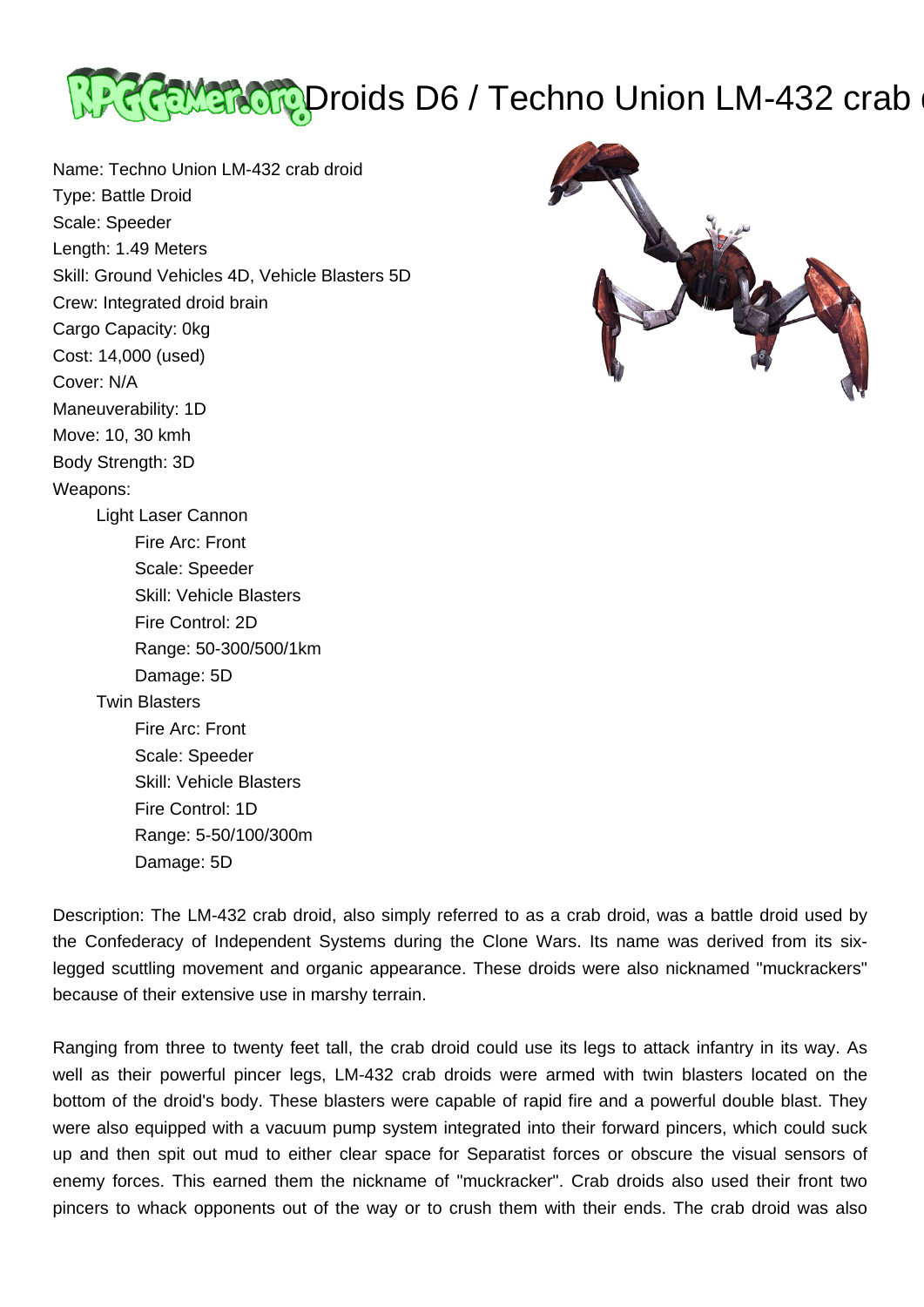# Droids D6 / Techno Union LM-432 crab droid

Name: Techno Union LM-432 crab droid
Type: Battle Droid
Scale: Speeder
Length: 1.49 Meters
Skill: Ground Vehicles 4D, Vehicle Blasters 5D
Crew: Integrated droid brain
Cargo Capacity: 0kg
Cost: 14,000 (used)
Cover: N/A
Maneuverability: 1D
Move: 10, 30 kmh
Body Strength: 3D
Weapons:

- Light Laser Cannon
  - Fire Arc: Front
  - Scale: Speeder
  - Skill: Vehicle Blasters
  - Fire Control: 2D
  - Range: 50-300/500/1km
  - Damage: 5D
- Twin Blasters
  - Fire Arc: Front
  - Scale: Speeder
  - Skill: Vehicle Blasters
  - Fire Control: 1D
  - Range: 5-50/100/300m
  - Damage: 5D

Description: The LM-432 crab droid, also simply referred to as a crab droid, was a battle droid used by the Confederacy of Independent Systems during the Clone Wars. Its name was derived from its six-legged scuttling movement and organic appearance. These droids were also nicknamed "muckrackers" because of their extensive use in marshy terrain.

Ranging from three to twenty feet tall, the crab droid could use its legs to attack infantry in its way. As well as their powerful pincer legs, LM-432 crab droids were armed with twin blasters located on the bottom of the droid's body. These blasters were capable of rapid fire and a powerful double blast. They were also equipped with a vacuum pump system integrated into their forward pincers, which could suck up and then spit out mud to either clear space for Separatist forces or obscure the visual sensors of enemy forces. This earned them the nickname of "muckracker". Crab droids also used their front two pincers to whack opponents out of the way or to crush them with their ends. The crab droid was also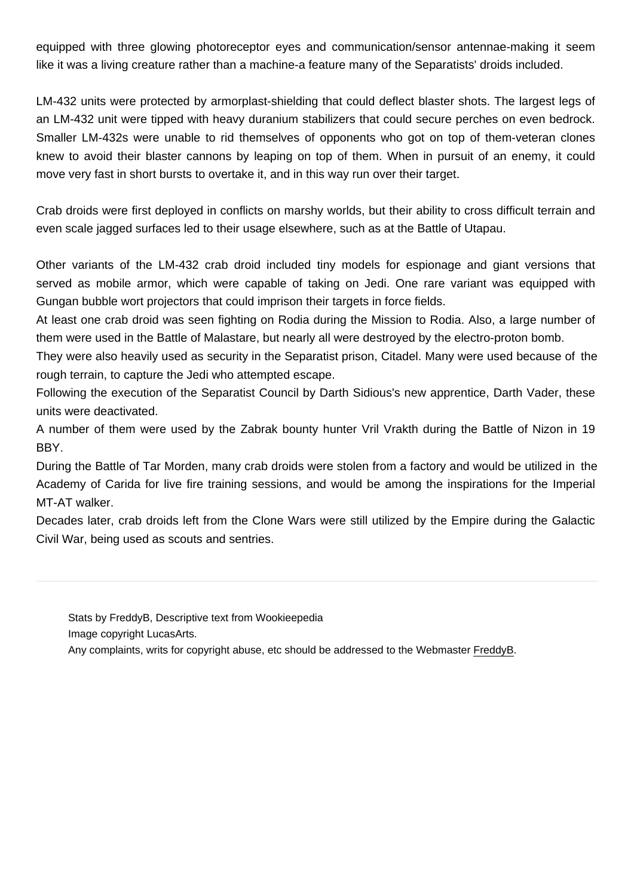equipped with three glowing photoreceptor eyes and communication/sensor antennae-making it seem like it was a living creature rather than a machine-a feature many of the Separatists' droids included.

LM-432 units were protected by armorplast-shielding that could deflect blaster shots. The largest legs of an LM-432 unit were tipped with heavy duranium stabilizers that could secure perches on even bedrock. Smaller LM-432s were unable to rid themselves of opponents who got on top of them-veteran clones knew to avoid their blaster cannons by leaping on top of them. When in pursuit of an enemy, it could move very fast in short bursts to overtake it, and in this way run over their target.

Crab droids were first deployed in conflicts on marshy worlds, but their ability to cross difficult terrain and even scale jagged surfaces led to their usage elsewhere, such as at the Battle of Utapau.

Other variants of the LM-432 crab droid included tiny models for espionage and giant versions that served as mobile armor, which were capable of taking on Jedi. One rare variant was equipped with Gungan bubble wort projectors that could imprison their targets in force fields.
At least one crab droid was seen fighting on Rodia during the Mission to Rodia. Also, a large number of them were used in the Battle of Malastare, but nearly all were destroyed by the electro-proton bomb.
They were also heavily used as security in the Separatist prison, Citadel. Many were used because of the rough terrain, to capture the Jedi who attempted escape.
Following the execution of the Separatist Council by Darth Sidious's new apprentice, Darth Vader, these units were deactivated.
A number of them were used by the Zabrak bounty hunter Vril Vrakth during the Battle of Nizon in 19 BBY.
During the Battle of Tar Morden, many crab droids were stolen from a factory and would be utilized in the Academy of Carida for live fire training sessions, and would be among the inspirations for the Imperial MT-AT walker.
Decades later, crab droids left from the Clone Wars were still utilized by the Empire during the Galactic Civil War, being used as scouts and sentries.

---

Stats by FreddyB, Descriptive text from Wookieepedia
Image copyright LucasArts.
Any complaints, writs for copyright abuse, etc should be addressed to the Webmaster FreddyB.